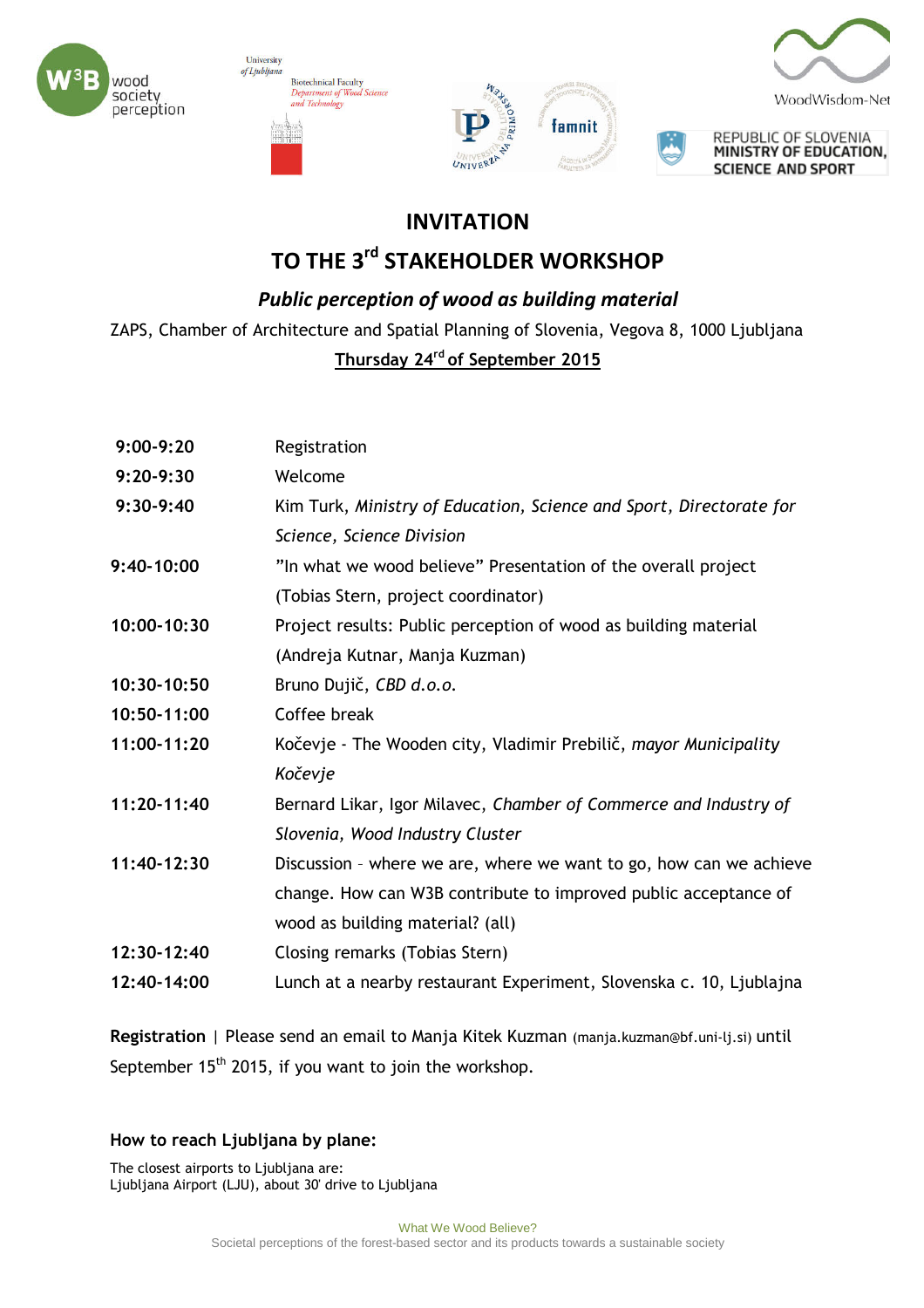# INVITATION

## TO THE 3rd STAKEHOLDER WORKSHOP

### *Public perception of wood as building material*

ZAPS, Chamber of Architecture and Spatial Planning of Slovenia, Vegova 8, 1000 Ljubljana

**Thursday 24rd of September 2015**

| | |
|---|---|
| **9:00-9:20** | Registration |
| **9:20-9:30** | Welcome |
| **9:30-9:40** | Kim Turk, *Ministry of Education, Science and Sport, Directorate for Science, Science Division* |
| **9:40-10:00** | "In what we wood believe" Presentation of the overall project (Tobias Stern, project coordinator) |
| **10:00-10:30** | Project results: Public perception of wood as building material (Andreja Kutnar, Manja Kuzman) |
| **10:30-10:50** | Bruno Dujič, *CBD d.o.o.* |
| **10:50-11:00** | Coffee break |
| **11:00-11:20** | Kočevje - The Wooden city, Vladimir Prebilič, *mayor Municipality Kočevje* |
| **11:20-11:40** | Bernard Likar, Igor Milavec, *Chamber of Commerce and Industry of Slovenia, Wood Industry Cluster* |
| **11:40-12:30** | Discussion – where we are, where we want to go, how can we achieve change. How can W3B contribute to improved public acceptance of wood as building material? (all) |
| **12:30-12:40** | Closing remarks (Tobias Stern) |
| **12:40-14:00** | Lunch at a nearby restaurant Experiment, Slovenska c. 10, Ljublajna |

**Registration** | Please send an email to Manja Kitek Kuzman (manja.kuzman@bf.uni-lj.si) until September 15th 2015, if you want to join the workshop.

**How to reach Ljubljana by plane:**

The closest airports to Ljubljana are:
Ljubljana Airport (LJU), about 30' drive to Ljubljana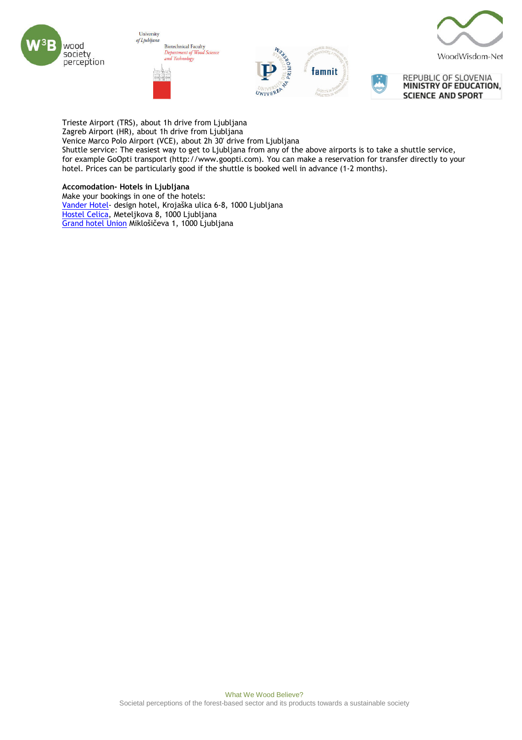Trieste Airport (TRS), about 1h drive from Ljubljana
Zagreb Airport (HR), about 1h drive from Ljubljana
Venice Marco Polo Airport (VCE), about 2h 30' drive from Ljubljana
Shuttle service: The easiest way to get to Ljubljana from any of the above airports is to take a shuttle service, for example GoOpti transport (http://www.goopti.com). You can make a reservation for transfer directly to your hotel. Prices can be particularly good if the shuttle is booked well in advance (1-2 months).

**Accomodation- Hotels in Ljubljana**

Make your bookings in one of the hotels:
Vander Hotel- design hotel, Krojaška ulica 6-8, 1000 Ljubljana
Hostel Celica, Metelјkova 8, 1000 Ljubljana
Grand hotel Union Miklošičeva 1, 1000 Ljubljana